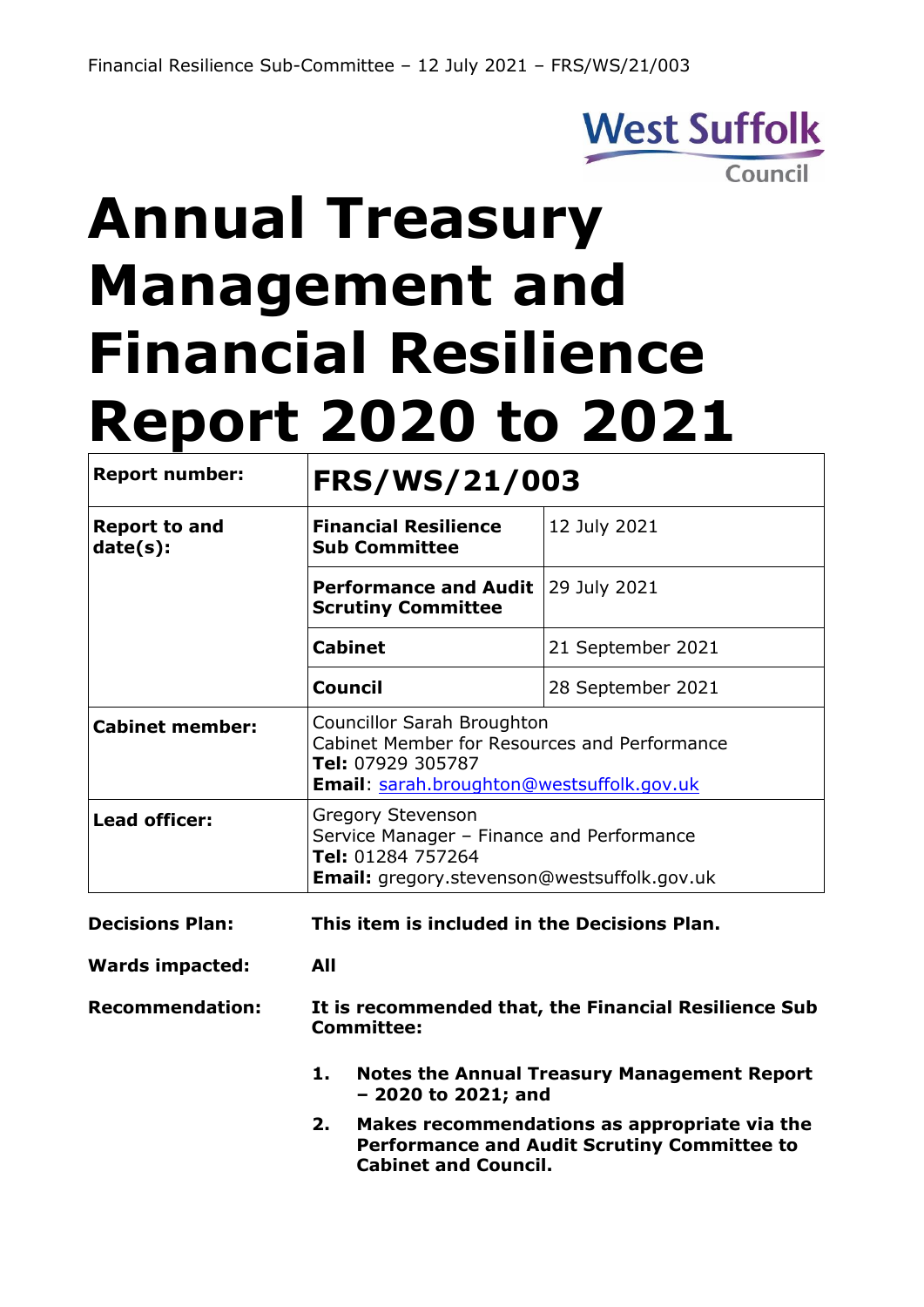# Annual Treasury Management and Financial Resilience Report 2020 to 2021

| Report number: | **FRS/WS/21/003** | |
|---|---|---|
| **Report to and date(s):** | **Financial Resilience Sub Committee** | 12 July 2021 |
| | **Performance and Audit Scrutiny Committee** | 29 July 2021 |
| | **Cabinet** | 21 September 2021 |
| | **Council** | 28 September 2021 |
| **Cabinet member:** | Councillor Sarah Broughton<br>Cabinet Member for Resources and Performance<br>**Tel:** 07929 305787<br>**Email**: sarah.broughton@westsuffolk.gov.uk | |
| **Lead officer:** | Gregory Stevenson<br>Service Manager – Finance and Performance<br>**Tel:** 01284 757264<br>**Email:** gregory.stevenson@westsuffolk.gov.uk | |

**Decisions Plan:** **This item is included in the Decisions Plan.**

**Wards impacted:** **All**

**Recommendation:** **It is recommended that, the Financial Resilience Sub Committee:**

1. **Notes the Annual Treasury Management Report – 2020 to 2021; and**
2. **Makes recommendations as appropriate via the Performance and Audit Scrutiny Committee to Cabinet and Council.**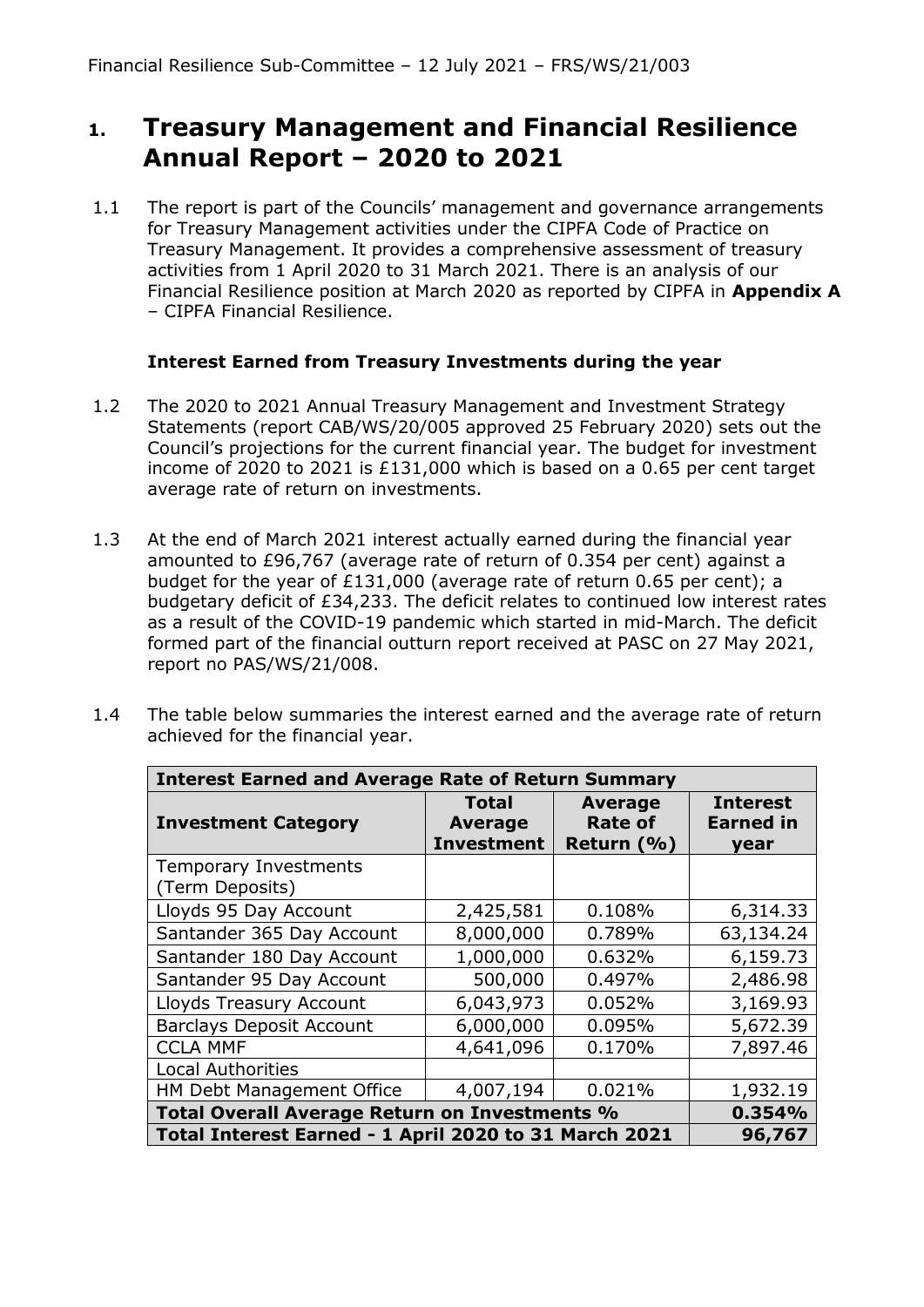# 1. Treasury Management and Financial Resilience Annual Report – 2020 to 2021

1.1 The report is part of the Councils' management and governance arrangements for Treasury Management activities under the CIPFA Code of Practice on Treasury Management. It provides a comprehensive assessment of treasury activities from 1 April 2020 to 31 March 2021. There is an analysis of our Financial Resilience position at March 2020 as reported by CIPFA in **Appendix A** – CIPFA Financial Resilience.

**Interest Earned from Treasury Investments during the year**

1.2 The 2020 to 2021 Annual Treasury Management and Investment Strategy Statements (report CAB/WS/20/005 approved 25 February 2020) sets out the Council's projections for the current financial year. The budget for investment income of 2020 to 2021 is £131,000 which is based on a 0.65 per cent target average rate of return on investments.

1.3 At the end of March 2021 interest actually earned during the financial year amounted to £96,767 (average rate of return of 0.354 per cent) against a budget for the year of £131,000 (average rate of return 0.65 per cent); a budgetary deficit of £34,233. The deficit relates to continued low interest rates as a result of the COVID-19 pandemic which started in mid-March. The deficit formed part of the financial outturn report received at PASC on 27 May 2021, report no PAS/WS/21/008.

1.4 The table below summaries the interest earned and the average rate of return achieved for the financial year.

| **Interest Earned and Average Rate of Return Summary** | | | |
|---|---|---|---|
| **Investment Category** | **Total Average Investment** | **Average Rate of Return (%)** | **Interest Earned in year** |
| Temporary Investments (Term Deposits) | | | |
| Lloyds 95 Day Account | 2,425,581 | 0.108% | 6,314.33 |
| Santander 365 Day Account | 8,000,000 | 0.789% | 63,134.24 |
| Santander 180 Day Account | 1,000,000 | 0.632% | 6,159.73 |
| Santander 95 Day Account | 500,000 | 0.497% | 2,486.98 |
| Lloyds Treasury Account | 6,043,973 | 0.052% | 3,169.93 |
| Barclays Deposit Account | 6,000,000 | 0.095% | 5,672.39 |
| CCLA MMF | 4,641,096 | 0.170% | 7,897.46 |
| Local Authorities | | | |
| HM Debt Management Office | 4,007,194 | 0.021% | 1,932.19 |
| **Total Overall Average Return on Investments %** | | | **0.354%** |
| **Total Interest Earned - 1 April 2020 to 31 March 2021** | | | **96,767** |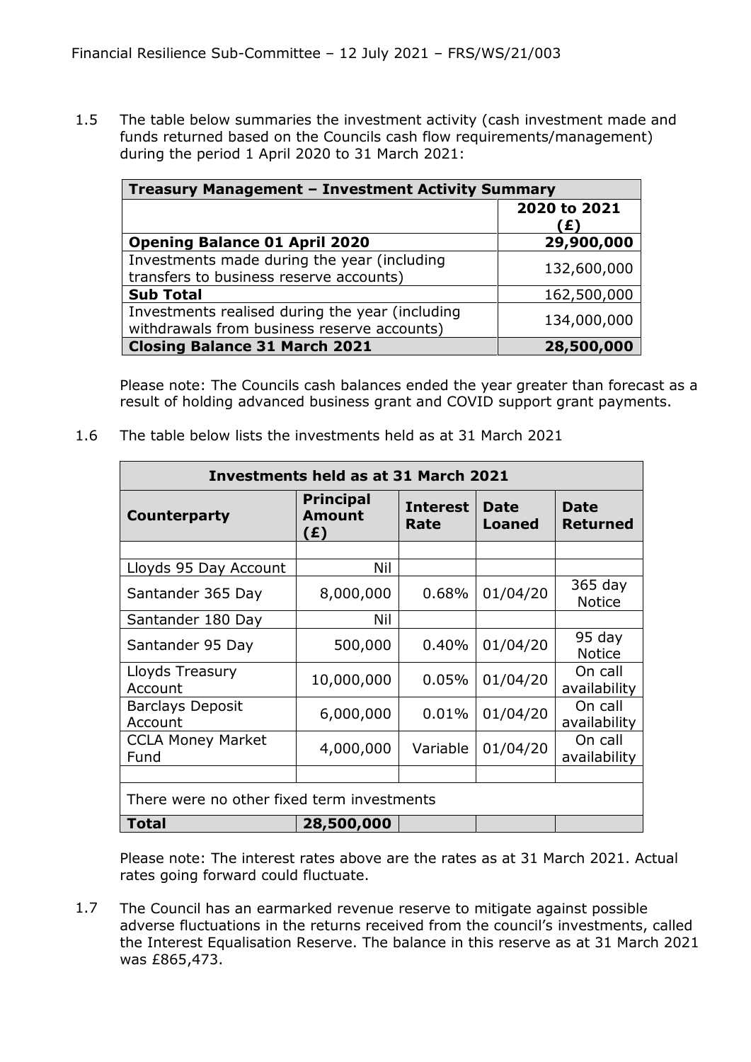1.5 The table below summaries the investment activity (cash investment made and funds returned based on the Councils cash flow requirements/management) during the period 1 April 2020 to 31 March 2021:

| Treasury Management – Investment Activity Summary | |
|---|---|
| | **2020 to 2021 (£)** |
| **Opening Balance 01 April 2020** | **29,900,000** |
| Investments made during the year (including transfers to business reserve accounts) | 132,600,000 |
| **Sub Total** | 162,500,000 |
| Investments realised during the year (including withdrawals from business reserve accounts) | 134,000,000 |
| **Closing Balance 31 March 2021** | **28,500,000** |

Please note: The Councils cash balances ended the year greater than forecast as a result of holding advanced business grant and COVID support grant payments.

1.6 The table below lists the investments held as at 31 March 2021

| Investments held as at 31 March 2021 | | | | |
|---|---|---|---|---|
| **Counterparty** | **Principal Amount (£)** | **Interest Rate** | **Date Loaned** | **Date Returned** |
| | | | | |
| Lloyds 95 Day Account | Nil | | | |
| Santander 365 Day | 8,000,000 | 0.68% | 01/04/20 | 365 day Notice |
| Santander 180 Day | Nil | | | |
| Santander 95 Day | 500,000 | 0.40% | 01/04/20 | 95 day Notice |
| Lloyds Treasury Account | 10,000,000 | 0.05% | 01/04/20 | On call availability |
| Barclays Deposit Account | 6,000,000 | 0.01% | 01/04/20 | On call availability |
| CCLA Money Market Fund | 4,000,000 | Variable | 01/04/20 | On call availability |
| | | | | |
| There were no other fixed term investments | | | | |
| **Total** | **28,500,000** | | | |

Please note: The interest rates above are the rates as at 31 March 2021. Actual rates going forward could fluctuate.

1.7 The Council has an earmarked revenue reserve to mitigate against possible adverse fluctuations in the returns received from the council's investments, called the Interest Equalisation Reserve. The balance in this reserve as at 31 March 2021 was £865,473.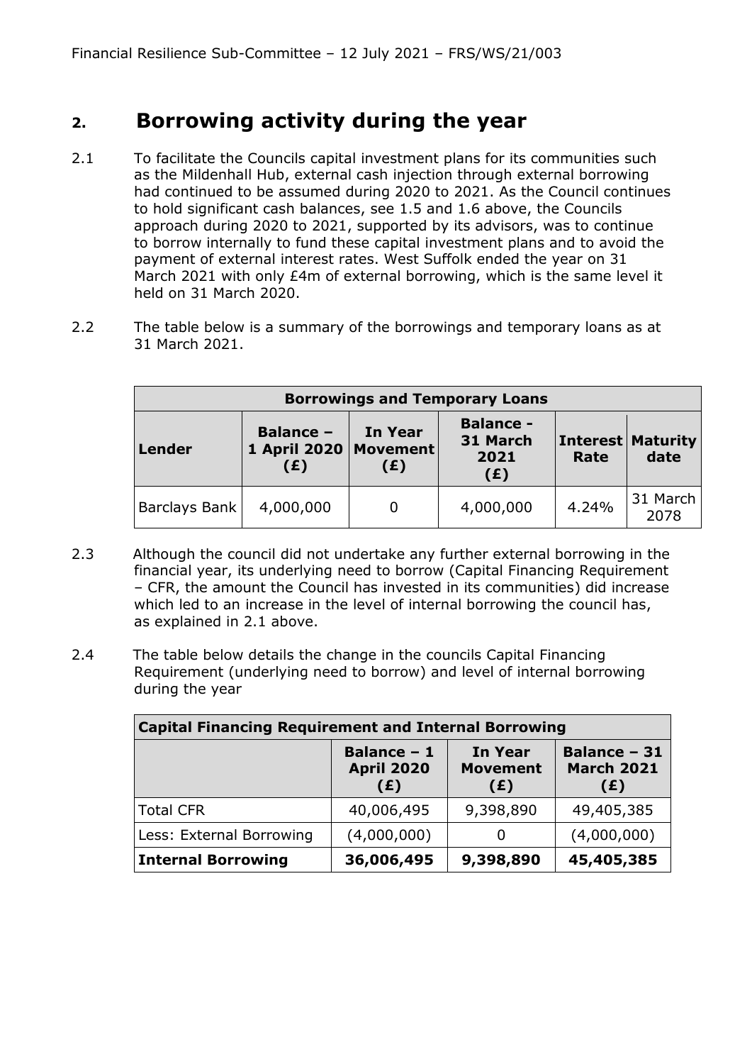## 2. Borrowing activity during the year

2.1 To facilitate the Councils capital investment plans for its communities such as the Mildenhall Hub, external cash injection through external borrowing had continued to be assumed during 2020 to 2021. As the Council continues to hold significant cash balances, see 1.5 and 1.6 above, the Councils approach during 2020 to 2021, supported by its advisors, was to continue to borrow internally to fund these capital investment plans and to avoid the payment of external interest rates. West Suffolk ended the year on 31 March 2021 with only £4m of external borrowing, which is the same level it held on 31 March 2020.

2.2 The table below is a summary of the borrowings and temporary loans as at 31 March 2021.

| Borrowings and Temporary Loans | | | | | |
|---|---|---|---|---|---|
| **Lender** | **Balance – 1 April 2020 (£)** | **In Year Movement (£)** | **Balance - 31 March 2021 (£)** | **Interest Rate** | **Maturity date** |
| Barclays Bank | 4,000,000 | 0 | 4,000,000 | 4.24% | 31 March 2078 |

2.3 Although the council did not undertake any further external borrowing in the financial year, its underlying need to borrow (Capital Financing Requirement – CFR, the amount the Council has invested in its communities) did increase which led to an increase in the level of internal borrowing the council has, as explained in 2.1 above.

2.4 The table below details the change in the councils Capital Financing Requirement (underlying need to borrow) and level of internal borrowing during the year

| Capital Financing Requirement and Internal Borrowing | | | |
|---|---|---|---|
| | **Balance – 1 April 2020 (£)** | **In Year Movement (£)** | **Balance – 31 March 2021 (£)** |
| Total CFR | 40,006,495 | 9,398,890 | 49,405,385 |
| Less: External Borrowing | (4,000,000) | 0 | (4,000,000) |
| **Internal Borrowing** | **36,006,495** | **9,398,890** | **45,405,385** |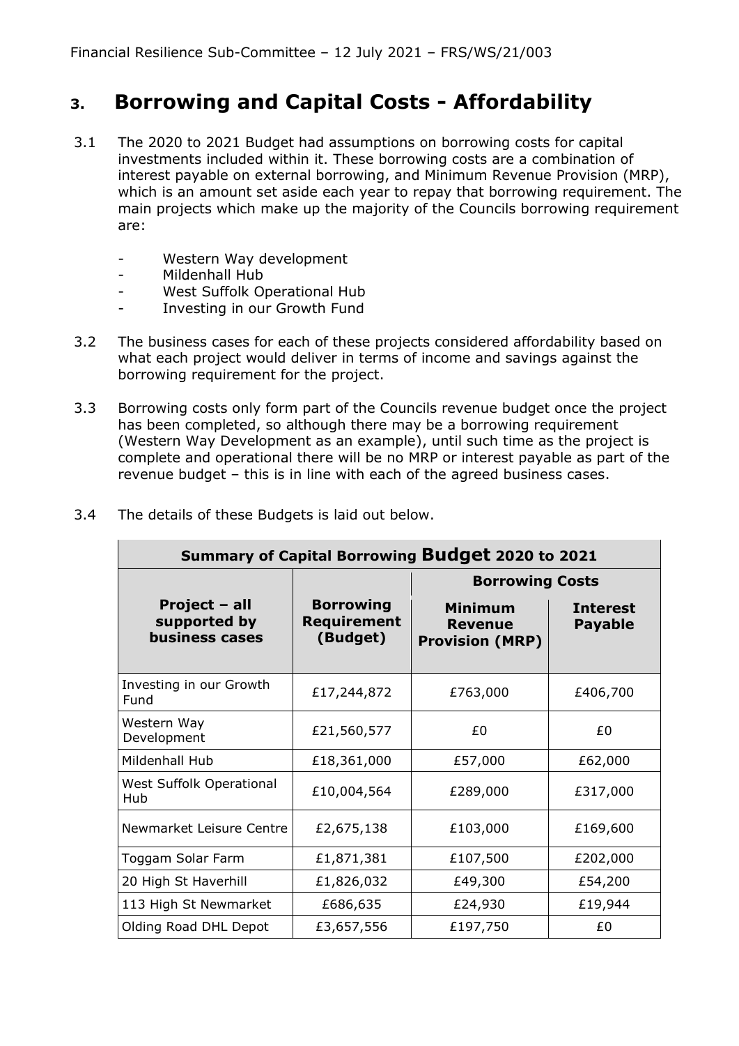## 3. Borrowing and Capital Costs - Affordability

3.1 The 2020 to 2021 Budget had assumptions on borrowing costs for capital investments included within it. These borrowing costs are a combination of interest payable on external borrowing, and Minimum Revenue Provision (MRP), which is an amount set aside each year to repay that borrowing requirement. The main projects which make up the majority of the Councils borrowing requirement are:

- Western Way development
- Mildenhall Hub
- West Suffolk Operational Hub
- Investing in our Growth Fund

3.2 The business cases for each of these projects considered affordability based on what each project would deliver in terms of income and savings against the borrowing requirement for the project.

3.3 Borrowing costs only form part of the Councils revenue budget once the project has been completed, so although there may be a borrowing requirement (Western Way Development as an example), until such time as the project is complete and operational there will be no MRP or interest payable as part of the revenue budget – this is in line with each of the agreed business cases.

3.4 The details of these Budgets is laid out below.

| Summary of Capital Borrowing **Budget** 2020 to 2021 | | | |
|---|---|---|---|
| | | **Borrowing Costs** | |
| **Project – all supported by business cases** | **Borrowing Requirement (Budget)** | **Minimum Revenue Provision (MRP)** | **Interest Payable** |
| Investing in our Growth Fund | £17,244,872 | £763,000 | £406,700 |
| Western Way Development | £21,560,577 | £0 | £0 |
| Mildenhall Hub | £18,361,000 | £57,000 | £62,000 |
| West Suffolk Operational Hub | £10,004,564 | £289,000 | £317,000 |
| Newmarket Leisure Centre | £2,675,138 | £103,000 | £169,600 |
| Toggam Solar Farm | £1,871,381 | £107,500 | £202,000 |
| 20 High St Haverhill | £1,826,032 | £49,300 | £54,200 |
| 113 High St Newmarket | £686,635 | £24,930 | £19,944 |
| Olding Road DHL Depot | £3,657,556 | £197,750 | £0 |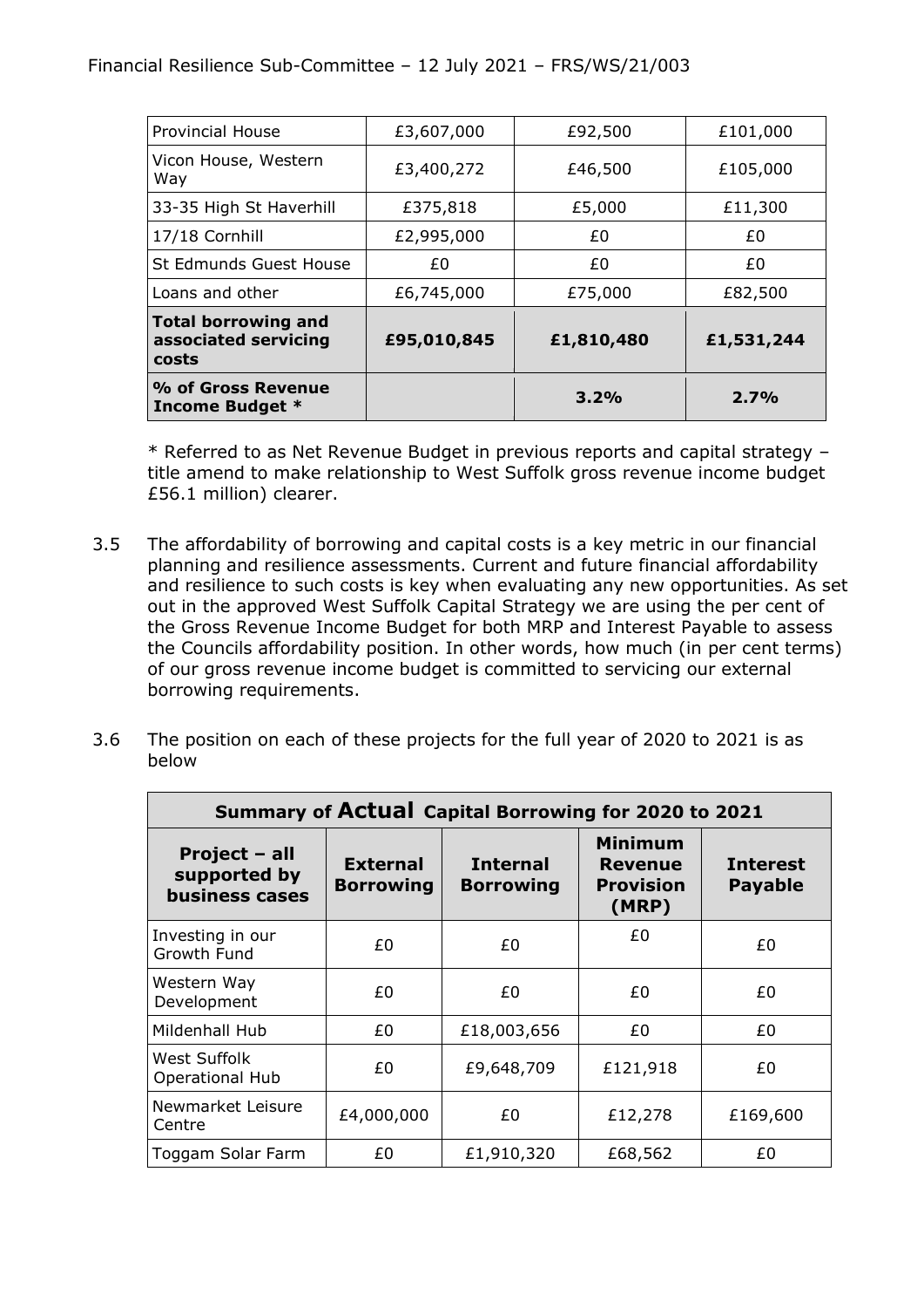| Provincial House | £3,607,000 | £92,500 | £101,000 |
|---|---|---|---|
| Vicon House, Western Way | £3,400,272 | £46,500 | £105,000 |
| 33-35 High St Haverhill | £375,818 | £5,000 | £11,300 |
| 17/18 Cornhill | £2,995,000 | £0 | £0 |
| St Edmunds Guest House | £0 | £0 | £0 |
| Loans and other | £6,745,000 | £75,000 | £82,500 |
| **Total borrowing and associated servicing costs** | **£95,010,845** | **£1,810,480** | **£1,531,244** |
| **% of Gross Revenue Income Budget *** | | **3.2%** | **2.7%** |

* Referred to as Net Revenue Budget in previous reports and capital strategy – title amend to make relationship to West Suffolk gross revenue income budget £56.1 million) clearer.

3.5 The affordability of borrowing and capital costs is a key metric in our financial planning and resilience assessments. Current and future financial affordability and resilience to such costs is key when evaluating any new opportunities. As set out in the approved West Suffolk Capital Strategy we are using the per cent of the Gross Revenue Income Budget for both MRP and Interest Payable to assess the Councils affordability position. In other words, how much (in per cent terms) of our gross revenue income budget is committed to servicing our external borrowing requirements.

3.6 The position on each of these projects for the full year of 2020 to 2021 is as below

| Summary of **Actual** Capital Borrowing for 2020 to 2021 | | | | |
|---|---|---|---|---|
| **Project – all supported by business cases** | **External Borrowing** | **Internal Borrowing** | **Minimum Revenue Provision (MRP)** | **Interest Payable** |
| Investing in our Growth Fund | £0 | £0 | £0 | £0 |
| Western Way Development | £0 | £0 | £0 | £0 |
| Mildenhall Hub | £0 | £18,003,656 | £0 | £0 |
| West Suffolk Operational Hub | £0 | £9,648,709 | £121,918 | £0 |
| Newmarket Leisure Centre | £4,000,000 | £0 | £12,278 | £169,600 |
| Toggam Solar Farm | £0 | £1,910,320 | £68,562 | £0 |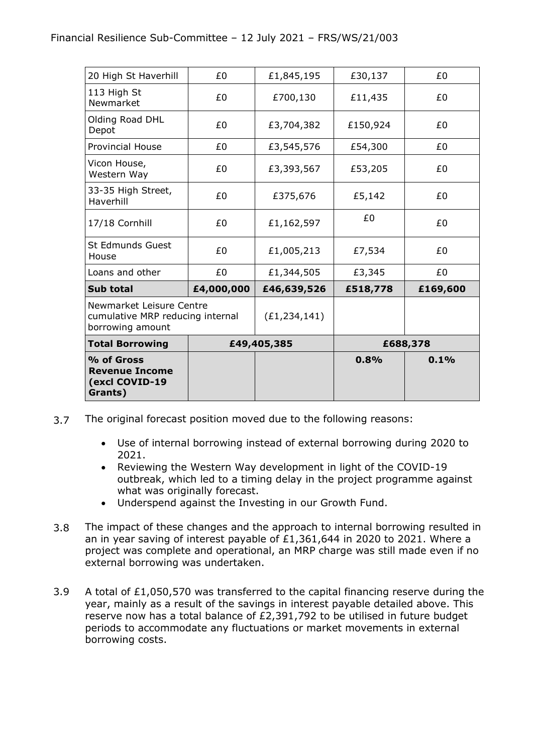| | | | | |
|---|---|---|---|---|
| 20 High St Haverhill | £0 | £1,845,195 | £30,137 | £0 |
| 113 High St Newmarket | £0 | £700,130 | £11,435 | £0 |
| Olding Road DHL Depot | £0 | £3,704,382 | £150,924 | £0 |
| Provincial House | £0 | £3,545,576 | £54,300 | £0 |
| Vicon House, Western Way | £0 | £3,393,567 | £53,205 | £0 |
| 33-35 High Street, Haverhill | £0 | £375,676 | £5,142 | £0 |
| 17/18 Cornhill | £0 | £1,162,597 | £0 | £0 |
| St Edmunds Guest House | £0 | £1,005,213 | £7,534 | £0 |
| Loans and other | £0 | £1,344,505 | £3,345 | £0 |
| **Sub total** | **£4,000,000** | **£46,639,526** | **£518,778** | **£169,600** |
| Newmarket Leisure Centre cumulative MRP reducing internal borrowing amount | | (£1,234,141) | | |
| **Total Borrowing** | **£49,405,385** | | **£688,378** | |
| **% of Gross Revenue Income (excl COVID-19 Grants)** | | | **0.8%** | **0.1%** |

3.7 The original forecast position moved due to the following reasons:

- Use of internal borrowing instead of external borrowing during 2020 to 2021.
- Reviewing the Western Way development in light of the COVID-19 outbreak, which led to a timing delay in the project programme against what was originally forecast.
- Underspend against the Investing in our Growth Fund.

3.8 The impact of these changes and the approach to internal borrowing resulted in an in year saving of interest payable of £1,361,644 in 2020 to 2021. Where a project was complete and operational, an MRP charge was still made even if no external borrowing was undertaken.

3.9 A total of £1,050,570 was transferred to the capital financing reserve during the year, mainly as a result of the savings in interest payable detailed above. This reserve now has a total balance of £2,391,792 to be utilised in future budget periods to accommodate any fluctuations or market movements in external borrowing costs.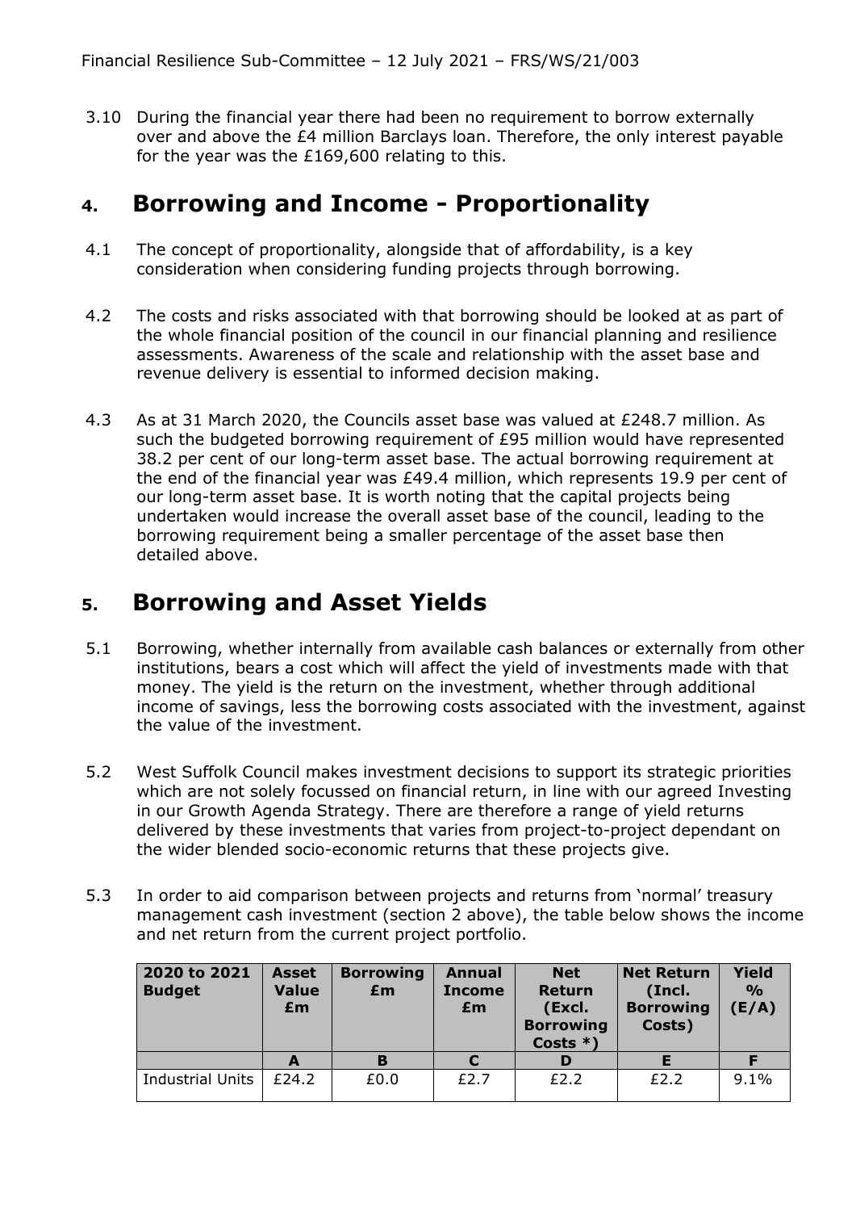3.10 During the financial year there had been no requirement to borrow externally over and above the £4 million Barclays loan. Therefore, the only interest payable for the year was the £169,600 relating to this.

## 4. Borrowing and Income - Proportionality

4.1 The concept of proportionality, alongside that of affordability, is a key consideration when considering funding projects through borrowing.

4.2 The costs and risks associated with that borrowing should be looked at as part of the whole financial position of the council in our financial planning and resilience assessments. Awareness of the scale and relationship with the asset base and revenue delivery is essential to informed decision making.

4.3 As at 31 March 2020, the Councils asset base was valued at £248.7 million. As such the budgeted borrowing requirement of £95 million would have represented 38.2 per cent of our long-term asset base. The actual borrowing requirement at the end of the financial year was £49.4 million, which represents 19.9 per cent of our long-term asset base. It is worth noting that the capital projects being undertaken would increase the overall asset base of the council, leading to the borrowing requirement being a smaller percentage of the asset base then detailed above.

## 5. Borrowing and Asset Yields

5.1 Borrowing, whether internally from available cash balances or externally from other institutions, bears a cost which will affect the yield of investments made with that money. The yield is the return on the investment, whether through additional income of savings, less the borrowing costs associated with the investment, against the value of the investment.

5.2 West Suffolk Council makes investment decisions to support its strategic priorities which are not solely focussed on financial return, in line with our agreed Investing in our Growth Agenda Strategy. There are therefore a range of yield returns delivered by these investments that varies from project-to-project dependant on the wider blended socio-economic returns that these projects give.

5.3 In order to aid comparison between projects and returns from 'normal' treasury management cash investment (section 2 above), the table below shows the income and net return from the current project portfolio.

| 2020 to 2021 Budget | Asset Value £m | Borrowing £m | Annual Income £m | Net Return (Excl. Borrowing Costs *) | Net Return (Incl. Borrowing Costs) | Yield % (E/A) |
|---|---|---|---|---|---|---|
| | A | B | C | D | E | F |
| Industrial Units | £24.2 | £0.0 | £2.7 | £2.2 | £2.2 | 9.1% |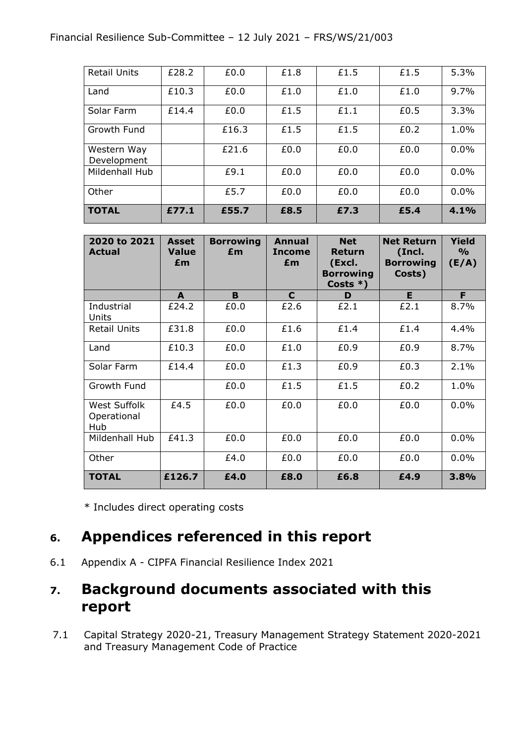| | | | | | | |
|---|---|---|---|---|---|---|
| Retail Units | £28.2 | £0.0 | £1.8 | £1.5 | £1.5 | 5.3% |
| Land | £10.3 | £0.0 | £1.0 | £1.0 | £1.0 | 9.7% |
| Solar Farm | £14.4 | £0.0 | £1.5 | £1.1 | £0.5 | 3.3% |
| Growth Fund | | £16.3 | £1.5 | £1.5 | £0.2 | 1.0% |
| Western Way Development | | £21.6 | £0.0 | £0.0 | £0.0 | 0.0% |
| Mildenhall Hub | | £9.1 | £0.0 | £0.0 | £0.0 | 0.0% |
| Other | | £5.7 | £0.0 | £0.0 | £0.0 | 0.0% |
| **TOTAL** | **£77.1** | **£55.7** | **£8.5** | **£7.3** | **£5.4** | **4.1%** |

| 2020 to 2021 Actual | Asset Value £m | Borrowing £m | Annual Income £m | Net Return (Excl. Borrowing Costs *) | Net Return (Incl. Borrowing Costs) | Yield % (E/A) |
|---|---|---|---|---|---|---|
| | A | B | C | D | E | F |
| Industrial Units | £24.2 | £0.0 | £2.6 | £2.1 | £2.1 | 8.7% |
| Retail Units | £31.8 | £0.0 | £1.6 | £1.4 | £1.4 | 4.4% |
| Land | £10.3 | £0.0 | £1.0 | £0.9 | £0.9 | 8.7% |
| Solar Farm | £14.4 | £0.0 | £1.3 | £0.9 | £0.3 | 2.1% |
| Growth Fund | | £0.0 | £1.5 | £1.5 | £0.2 | 1.0% |
| West Suffolk Operational Hub | £4.5 | £0.0 | £0.0 | £0.0 | £0.0 | 0.0% |
| Mildenhall Hub | £41.3 | £0.0 | £0.0 | £0.0 | £0.0 | 0.0% |
| Other | | £4.0 | £0.0 | £0.0 | £0.0 | 0.0% |
| **TOTAL** | **£126.7** | **£4.0** | **£8.0** | **£6.8** | **£4.9** | **3.8%** |

* Includes direct operating costs

## 6. Appendices referenced in this report

6.1 Appendix A - CIPFA Financial Resilience Index 2021

## 7. Background documents associated with this report

7.1 Capital Strategy 2020-21, Treasury Management Strategy Statement 2020-2021 and Treasury Management Code of Practice